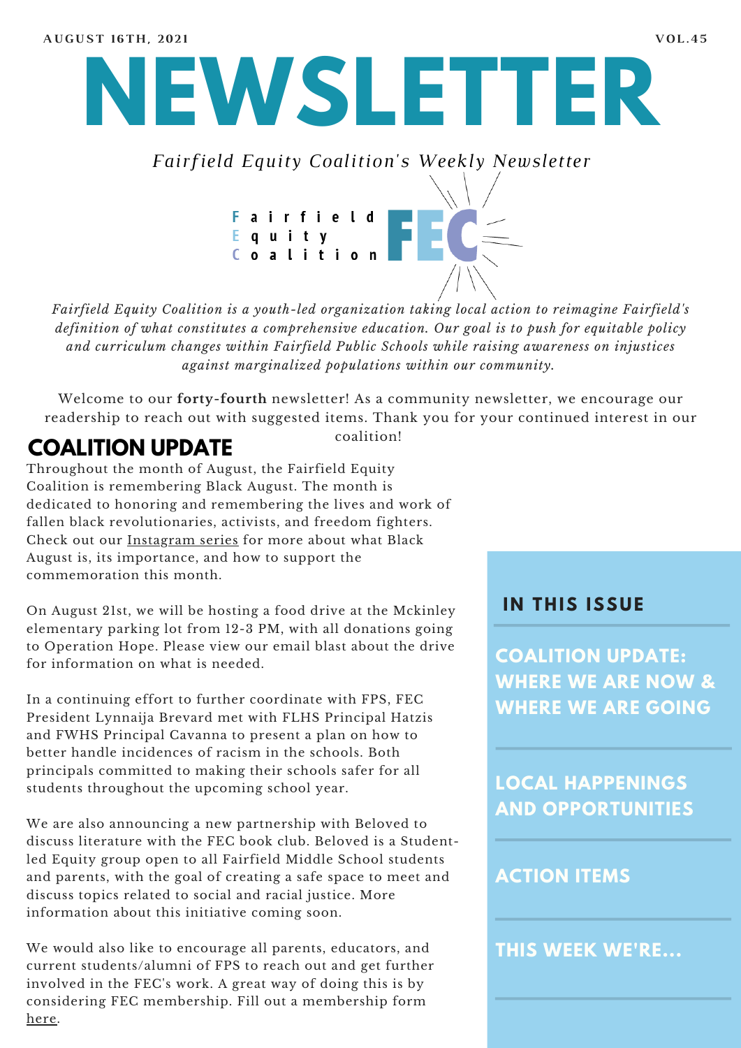AUGUST 16TH, 2021 VOL.45

# NEWSLETTER

*Fairfield Equity Coalition's Weekly Newsletter*

Fairfield Equity Coalition FEC

*Fairfield Equity Coalition is a youth-led organization taking local action to reimagine Fairfield's definition of what constitutes a comprehensive education. Our goal is to push for equitable policy and curriculum changes within Fairfield Public Schools while raising awareness on injustices against marginalized populations within our community.*

Welcome to our **forty-fourth** newsletter! As a community newsletter, we encourage our readership to reach out with suggested items. Thank you for your continued interest in our coalition!

## COALITION UPDATE

Throughout the month of August, the Fairfield Equity Coalition is remembering Black August. The month is dedicated to honoring and remembering the lives and work of fallen black revolutionaries, activists, and freedom fighters. Check out our Instagram series for more about what Black August is, its importance, and how to support the commemoration this month.

On August 21st, we will be hosting a food drive at the Mckinley elementary parking lot from 12-3 PM, with all donations going to Operation Hope. Please view our email blast about the drive for information on what is needed.

In a continuing effort to further coordinate with FPS, FEC President Lynnaija Brevard met with FLHS Principal Hatzis and FWHS Principal Cavanna to present a plan on how to better handle incidences of racism in the schools. Both principals committed to making their schools safer for all students throughout the upcoming school year.

We are also announcing a new partnership with Beloved to discuss literature with the FEC book club. Beloved is a Student-led Equity group open to all Fairfield Middle School students and parents, with the goal of creating a safe space to meet and discuss topics related to social and racial justice. More information about this initiative coming soon.

We would also like to encourage all parents, educators, and current students/alumni of FPS to reach out and get further involved in the FEC's work. A great way of doing this is by considering FEC membership. Fill out a membership form here.

### IN THIS ISSUE

- COALITION UPDATE: WHERE WE ARE NOW & WHERE WE ARE GOING
- LOCAL HAPPENINGS AND OPPORTUNITIES
- ACTION ITEMS
- THIS WEEK WE'RE...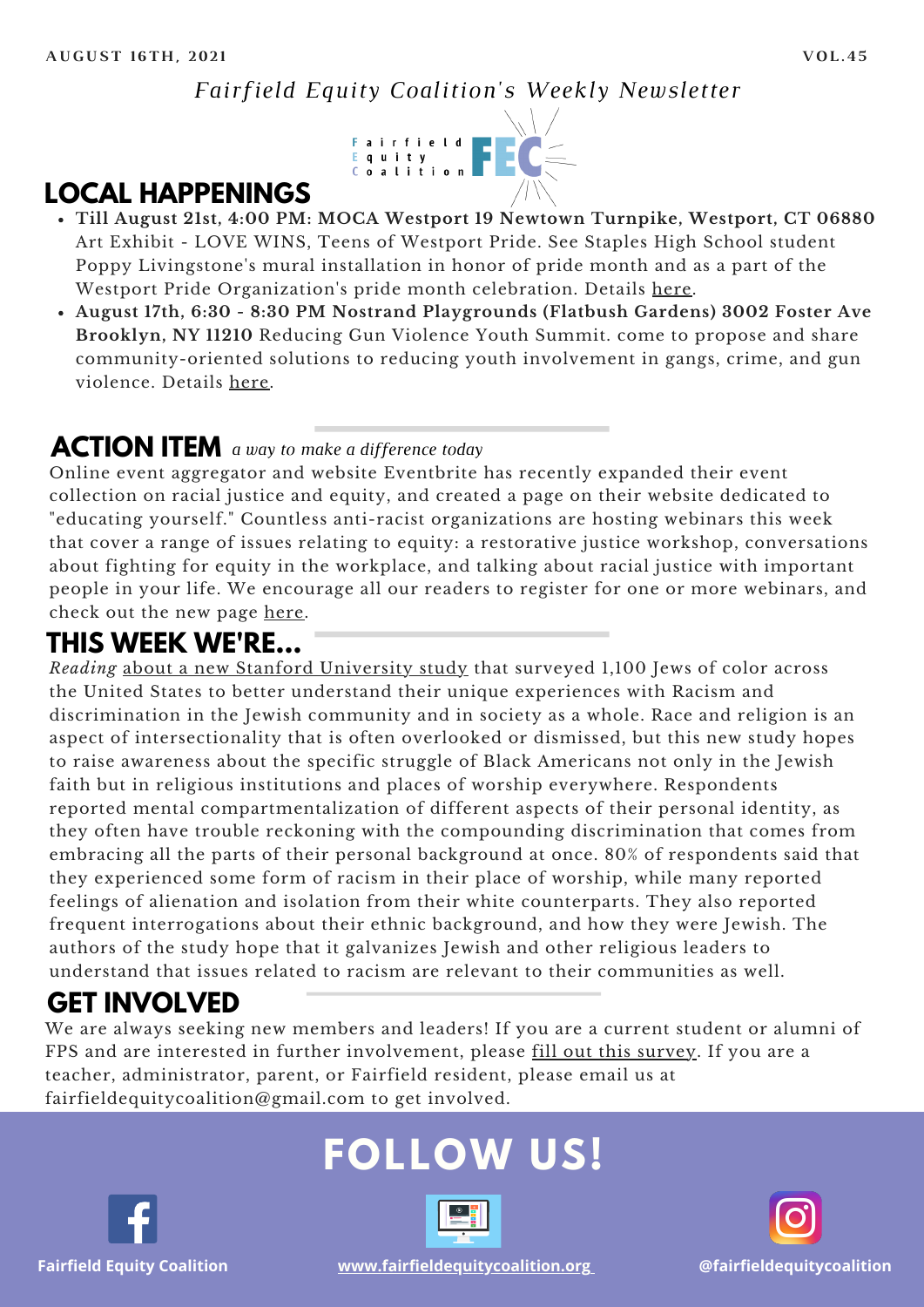AUGUST 16TH, 2021

VOL.45

*Fairfield Equity Coalition's Weekly Newsletter*

## LOCAL HAPPENINGS

- **Till August 21st, 4:00 PM: MOCA Westport 19 Newtown Turnpike, Westport, CT 06880** Art Exhibit - LOVE WINS, Teens of Westport Pride. See Staples High School student Poppy Livingstone's mural installation in honor of pride month and as a part of the Westport Pride Organization's pride month celebration. Details here.
- **August 17th, 6:30 - 8:30 PM Nostrand Playgrounds (Flatbush Gardens) 3002 Foster Ave Brooklyn, NY 11210** Reducing Gun Violence Youth Summit. come to propose and share community-oriented solutions to reducing youth involvement in gangs, crime, and gun violence. Details here.

## ACTION ITEM *a way to make a difference today*

Online event aggregator and website Eventbrite has recently expanded their event collection on racial justice and equity, and created a page on their website dedicated to "educating yourself." Countless anti-racist organizations are hosting webinars this week that cover a range of issues relating to equity: a restorative justice workshop, conversations about fighting for equity in the workplace, and talking about racial justice with important people in your life. We encourage all our readers to register for one or more webinars, and check out the new page here.

## THIS WEEK WE'RE...

*Reading* about a new Stanford University study that surveyed 1,100 Jews of color across the United States to better understand their unique experiences with Racism and discrimination in the Jewish community and in society as a whole. Race and religion is an aspect of intersectionality that is often overlooked or dismissed, but this new study hopes to raise awareness about the specific struggle of Black Americans not only in the Jewish faith but in religious institutions and places of worship everywhere. Respondents reported mental compartmentalization of different aspects of their personal identity, as they often have trouble reckoning with the compounding discrimination that comes from embracing all the parts of their personal background at once. 80% of respondents said that they experienced some form of racism in their place of worship, while many reported feelings of alienation and isolation from their white counterparts. They also reported frequent interrogations about their ethnic background, and how they were Jewish. The authors of the study hope that it galvanizes Jewish and other religious leaders to understand that issues related to racism are relevant to their communities as well.

## GET INVOLVED

We are always seeking new members and leaders! If you are a current student or alumni of FPS and are interested in further involvement, please fill out this survey. If you are a teacher, administrator, parent, or Fairfield resident, please email us at fairfieldequitycoalition@gmail.com to get involved.

## FOLLOW US!

Fairfield Equity Coalition

www.fairfieldequitycoalition.org

@fairfieldequitycoalition